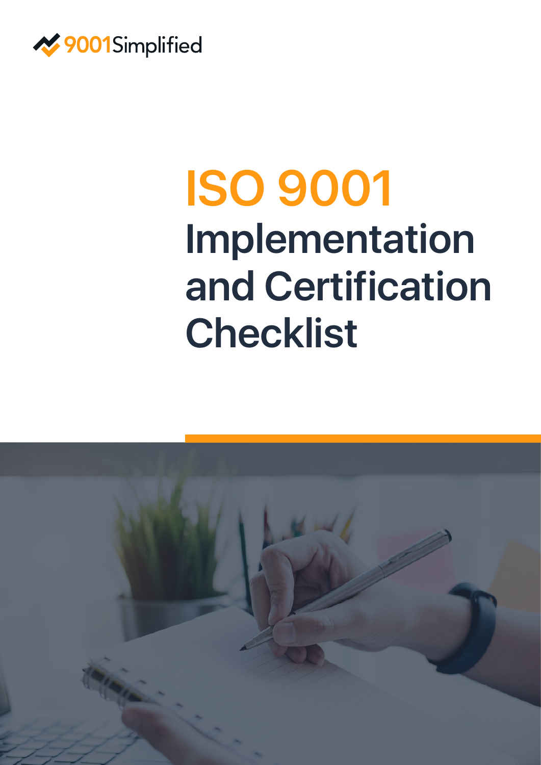9001Simplified

# ISO 9001 Implementation and Certification Checklist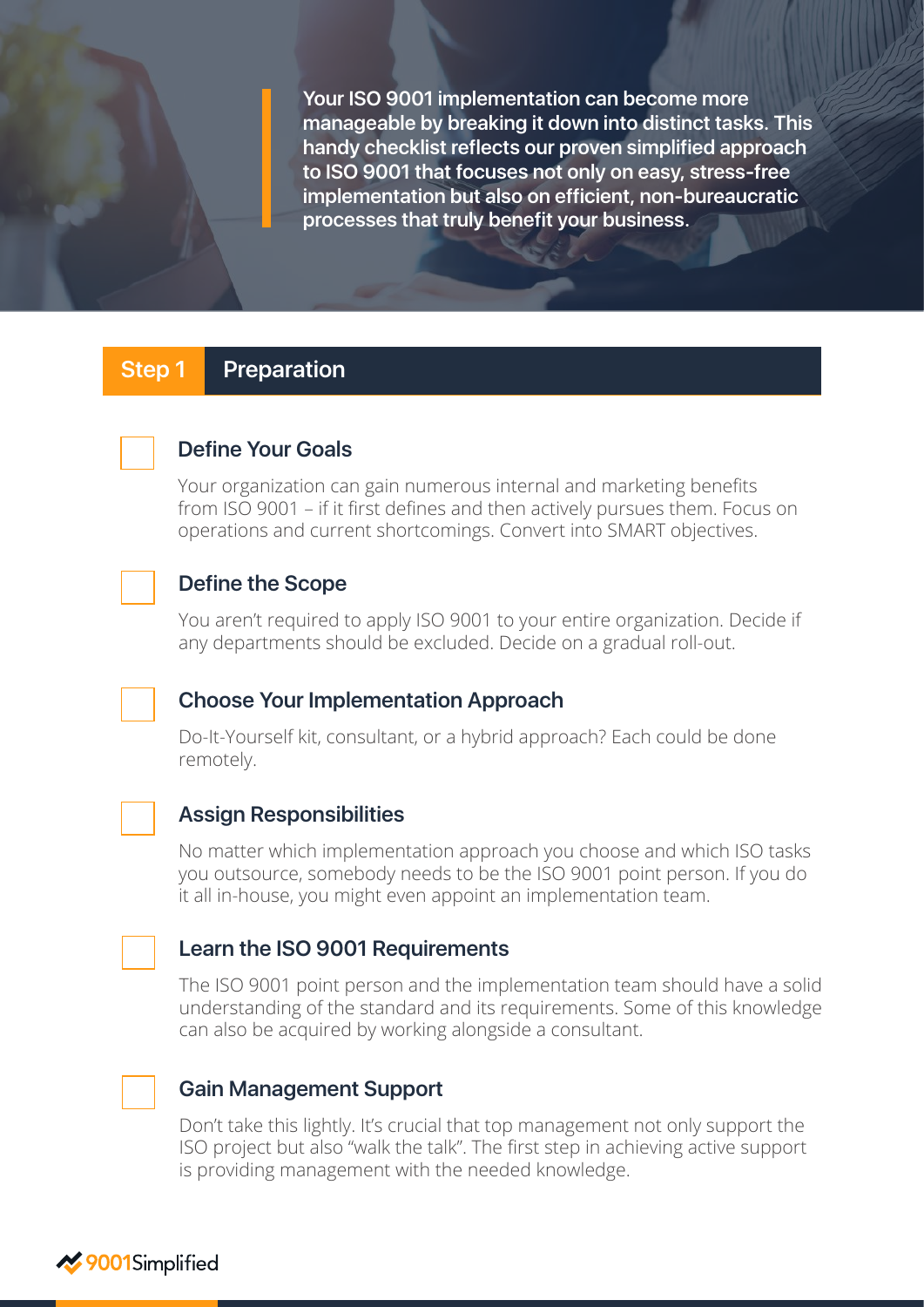**Your ISO 9001 implementation can become more manageable by breaking it down into distinct tasks. This handy checklist reflects our proven simplified approach to ISO 9001 that focuses not only on easy, stress-free implementation but also on efficient, non-bureaucratic processes that truly benefit your business.**

## Step 1 Preparation

- [ ] **Define Your Goals**

  Your organization can gain numerous internal and marketing benefits from ISO 9001 – if it first defines and then actively pursues them. Focus on operations and current shortcomings. Convert into SMART objectives.

- [ ] **Define the Scope**

  You aren't required to apply ISO 9001 to your entire organization. Decide if any departments should be excluded. Decide on a gradual roll-out.

- [ ] **Choose Your Implementation Approach**

  Do-It-Yourself kit, consultant, or a hybrid approach? Each could be done remotely.

- [ ] **Assign Responsibilities**

  No matter which implementation approach you choose and which ISO tasks you outsource, somebody needs to be the ISO 9001 point person. If you do it all in-house, you might even appoint an implementation team.

- [ ] **Learn the ISO 9001 Requirements**

  The ISO 9001 point person and the implementation team should have a solid understanding of the standard and its requirements. Some of this knowledge can also be acquired by working alongside a consultant.

- [ ] **Gain Management Support**

  Don't take this lightly. It's crucial that top management not only support the ISO project but also "walk the talk". The first step in achieving active support is providing management with the needed knowledge.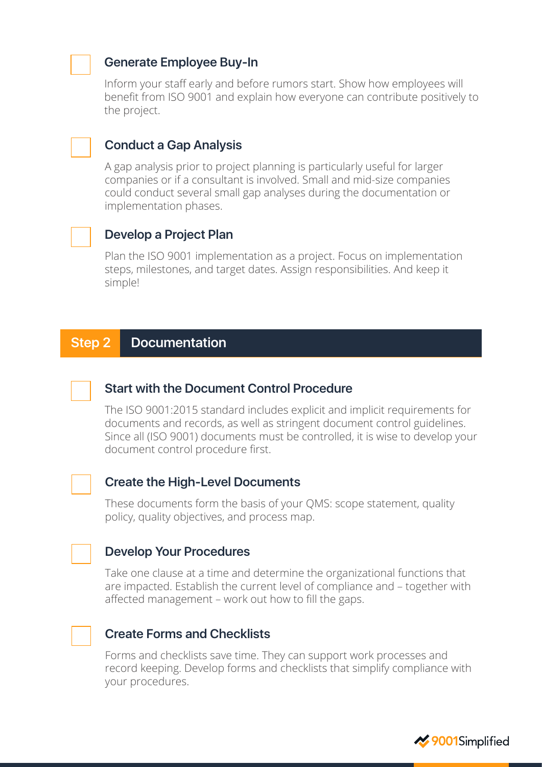- [ ] **Generate Employee Buy-In**

Inform your staff early and before rumors start. Show how employees will benefit from ISO 9001 and explain how everyone can contribute positively to the project.

- [ ] **Conduct a Gap Analysis**

A gap analysis prior to project planning is particularly useful for larger companies or if a consultant is involved. Small and mid-size companies could conduct several small gap analyses during the documentation or implementation phases.

- [ ] **Develop a Project Plan**

Plan the ISO 9001 implementation as a project. Focus on implementation steps, milestones, and target dates. Assign responsibilities. And keep it simple!

## Step 2 Documentation

- [ ] **Start with the Document Control Procedure**

The ISO 9001:2015 standard includes explicit and implicit requirements for documents and records, as well as stringent document control guidelines. Since all (ISO 9001) documents must be controlled, it is wise to develop your document control procedure first.

- [ ] **Create the High-Level Documents**

These documents form the basis of your QMS: scope statement, quality policy, quality objectives, and process map.

- [ ] **Develop Your Procedures**

Take one clause at a time and determine the organizational functions that are impacted. Establish the current level of compliance and – together with affected management – work out how to fill the gaps.

- [ ] **Create Forms and Checklists**

Forms and checklists save time. They can support work processes and record keeping. Develop forms and checklists that simplify compliance with your procedures.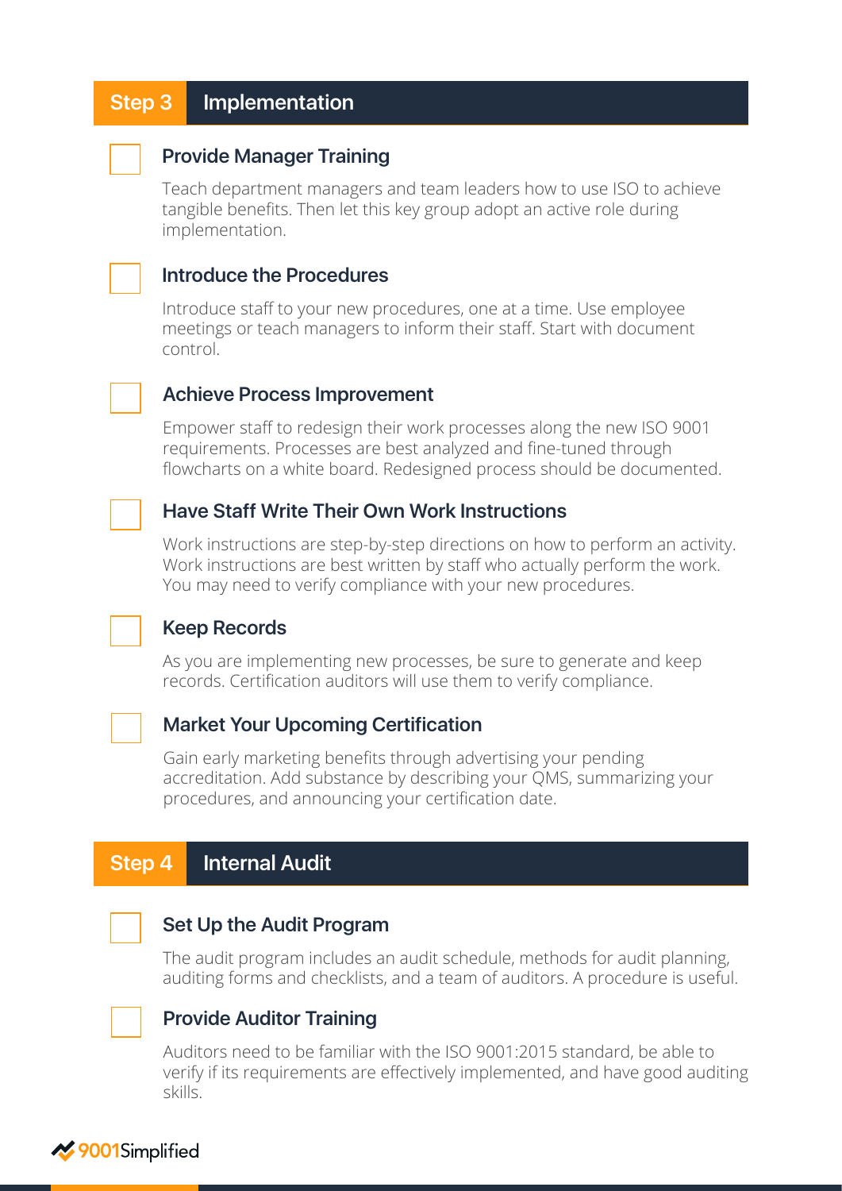## Step 3 Implementation

### Provide Manager Training

Teach department managers and team leaders how to use ISO to achieve tangible benefits. Then let this key group adopt an active role during implementation.

### Introduce the Procedures

Introduce staff to your new procedures, one at a time. Use employee meetings or teach managers to inform their staff. Start with document control.

### Achieve Process Improvement

Empower staff to redesign their work processes along the new ISO 9001 requirements. Processes are best analyzed and fine-tuned through flowcharts on a white board. Redesigned process should be documented.

### Have Staff Write Their Own Work Instructions

Work instructions are step-by-step directions on how to perform an activity. Work instructions are best written by staff who actually perform the work. You may need to verify compliance with your new procedures.

### Keep Records

As you are implementing new processes, be sure to generate and keep records. Certification auditors will use them to verify compliance.

### Market Your Upcoming Certification

Gain early marketing benefits through advertising your pending accreditation. Add substance by describing your QMS, summarizing your procedures, and announcing your certification date.

## Step 4 Internal Audit

### Set Up the Audit Program

The audit program includes an audit schedule, methods for audit planning, auditing forms and checklists, and a team of auditors. A procedure is useful.

### Provide Auditor Training

Auditors need to be familiar with the ISO 9001:2015 standard, be able to verify if its requirements are effectively implemented, and have good auditing skills.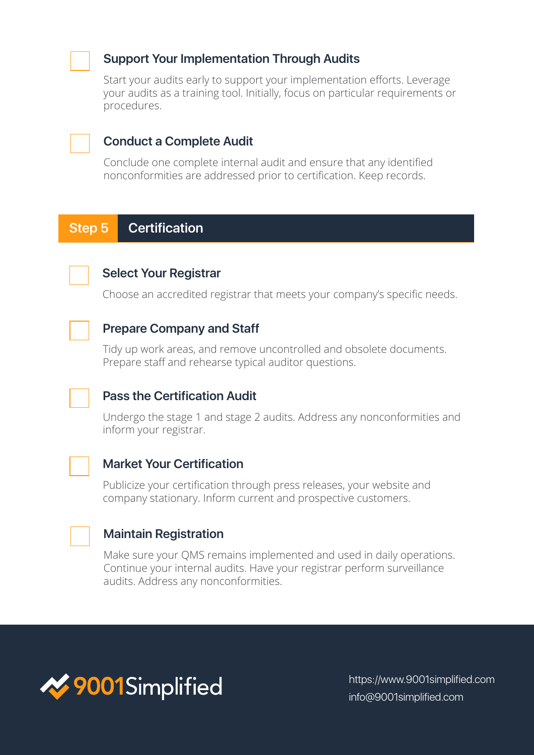- [ ] **Support Your Implementation Through Audits**

  Start your audits early to support your implementation efforts. Leverage your audits as a training tool. Initially, focus on particular requirements or procedures.

- [ ] **Conduct a Complete Audit**

  Conclude one complete internal audit and ensure that any identified nonconformities are addressed prior to certification. Keep records.

## Step 5 Certification

- [ ] **Select Your Registrar**

  Choose an accredited registrar that meets your company's specific needs.

- [ ] **Prepare Company and Staff**

  Tidy up work areas, and remove uncontrolled and obsolete documents. Prepare staff and rehearse typical auditor questions.

- [ ] **Pass the Certification Audit**

  Undergo the stage 1 and stage 2 audits. Address any nonconformities and inform your registrar.

- [ ] **Market Your Certification**

  Publicize your certification through press releases, your website and company stationary. Inform current and prospective customers.

- [ ] **Maintain Registration**

  Make sure your QMS remains implemented and used in daily operations. Continue your internal audits. Have your registrar perform surveillance audits. Address any nonconformities.

9001Simplified

https://www.9001simplified.com
info@9001simplified.com